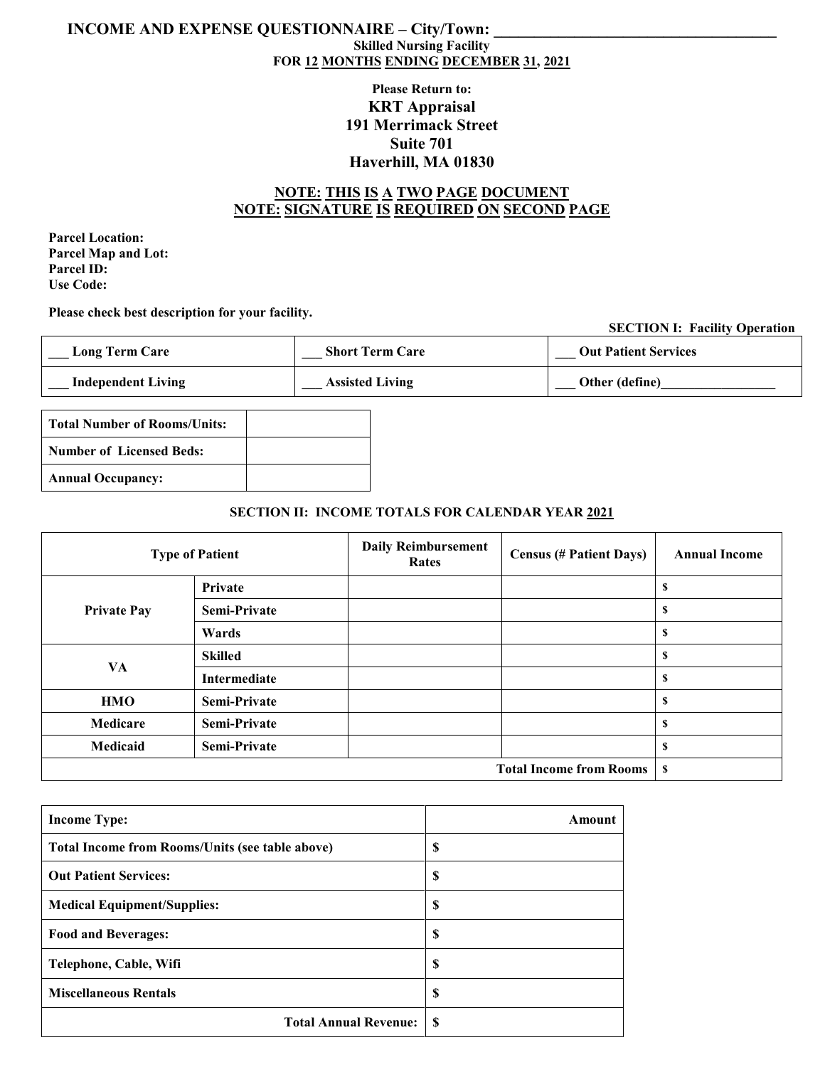# INCOME AND EXPENSE QUESTIONNAIRE – City/Town: ___________________________________

**Skilled Nursing Facility**

**FOR 12 MONTHS ENDING DECEMBER 31, 2021**

**Please Return to:**

**KRT Appraisal**
**191 Merrimack Street**
**Suite 701**
**Haverhill, MA 01830**

**NOTE: THIS IS A TWO PAGE DOCUMENT**
**NOTE: SIGNATURE IS REQUIRED ON SECOND PAGE**

**Parcel Location:**
**Parcel Map and Lot:**
**Parcel ID:**
**Use Code:**

**Please check best description for your facility.**

**SECTION I: Facility Operation**

| | | |
|---|---|---|
| ___ Long Term Care | ___ Short Term Care | ___ Out Patient Services |
| ___ Independent Living | ___ Assisted Living | ___ Other (define)________________ |

| | |
|---|---|
| **Total Number of Rooms/Units:** | |
| **Number of Licensed Beds:** | |
| **Annual Occupancy:** | |

**SECTION II: INCOME TOTALS FOR CALENDAR YEAR 2021**

| Type of Patient | | Daily Reimbursement Rates | Census (# Patient Days) | Annual Income |
|---|---|---|---|---|
| Private Pay | Private | | | $ |
| | Semi-Private | | | $ |
| | Wards | | | $ |
| VA | Skilled | | | $ |
| | Intermediate | | | $ |
| HMO | Semi-Private | | | $ |
| Medicare | Semi-Private | | | $ |
| Medicaid | Semi-Private | | | $ |
| | | | **Total Income from Rooms** | $ |

| Income Type: | Amount |
|---|---|
| Total Income from Rooms/Units (see table above) | $ |
| Out Patient Services: | $ |
| Medical Equipment/Supplies: | $ |
| Food and Beverages: | $ |
| Telephone, Cable, Wifi | $ |
| Miscellaneous Rentals | $ |
| **Total Annual Revenue:** | $ |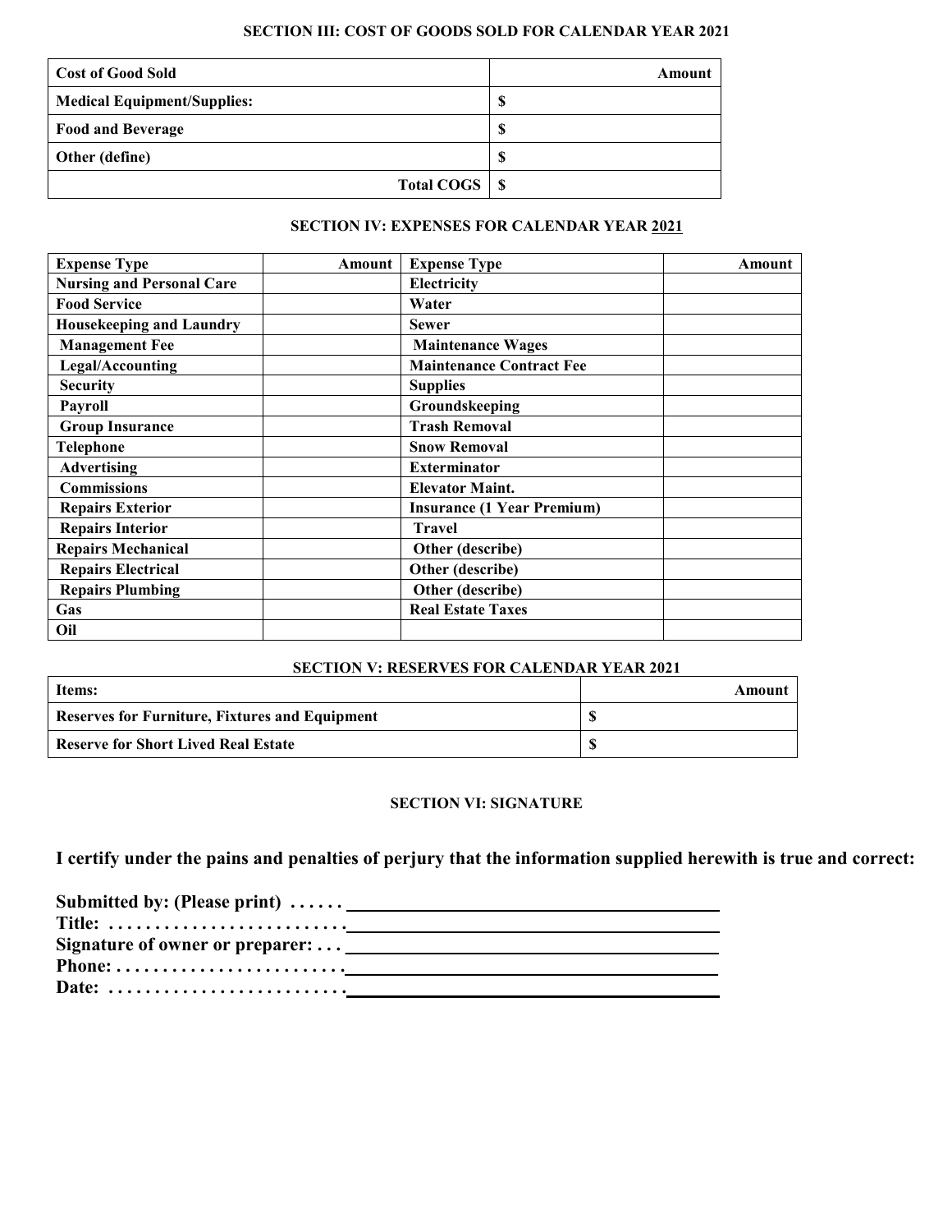### SECTION III: COST OF GOODS SOLD FOR CALENDAR YEAR 2021

| Cost of Good Sold | Amount |
|---|---|
| Medical Equipment/Supplies: | $ |
| Food and Beverage | $ |
| Other (define) | $ |
| Total COGS | $ |

### SECTION IV: EXPENSES FOR CALENDAR YEAR 2021

| Expense Type | Amount | Expense Type | Amount |
|---|---|---|---|
| Nursing and Personal Care | | Electricity | |
| Food Service | | Water | |
| Housekeeping and Laundry | | Sewer | |
| Management Fee | | Maintenance Wages | |
| Legal/Accounting | | Maintenance Contract Fee | |
| Security | | Supplies | |
| Payroll | | Groundskeeping | |
| Group Insurance | | Trash Removal | |
| Telephone | | Snow Removal | |
| Advertising | | Exterminator | |
| Commissions | | Elevator Maint. | |
| Repairs Exterior | | Insurance (1 Year Premium) | |
| Repairs Interior | | Travel | |
| Repairs Mechanical | | Other (describe) | |
| Repairs Electrical | | Other (describe) | |
| Repairs Plumbing | | Other (describe) | |
| Gas | | Real Estate Taxes | |
| Oil | | | |

### SECTION V: RESERVES FOR CALENDAR YEAR 2021

| Items: | Amount |
|---|---|
| Reserves for Furniture, Fixtures and Equipment | $ |
| Reserve for Short Lived Real Estate | $ |

### SECTION VI: SIGNATURE

**I certify under the pains and penalties of perjury that the information supplied herewith is true and correct:**

**Submitted by: (Please print)** ...... ______________________________

**Title:** ......................... ______________________________

**Signature of owner or preparer:** ... ______________________________

**Phone:** ......................... ______________________________

**Date:** ......................... ______________________________